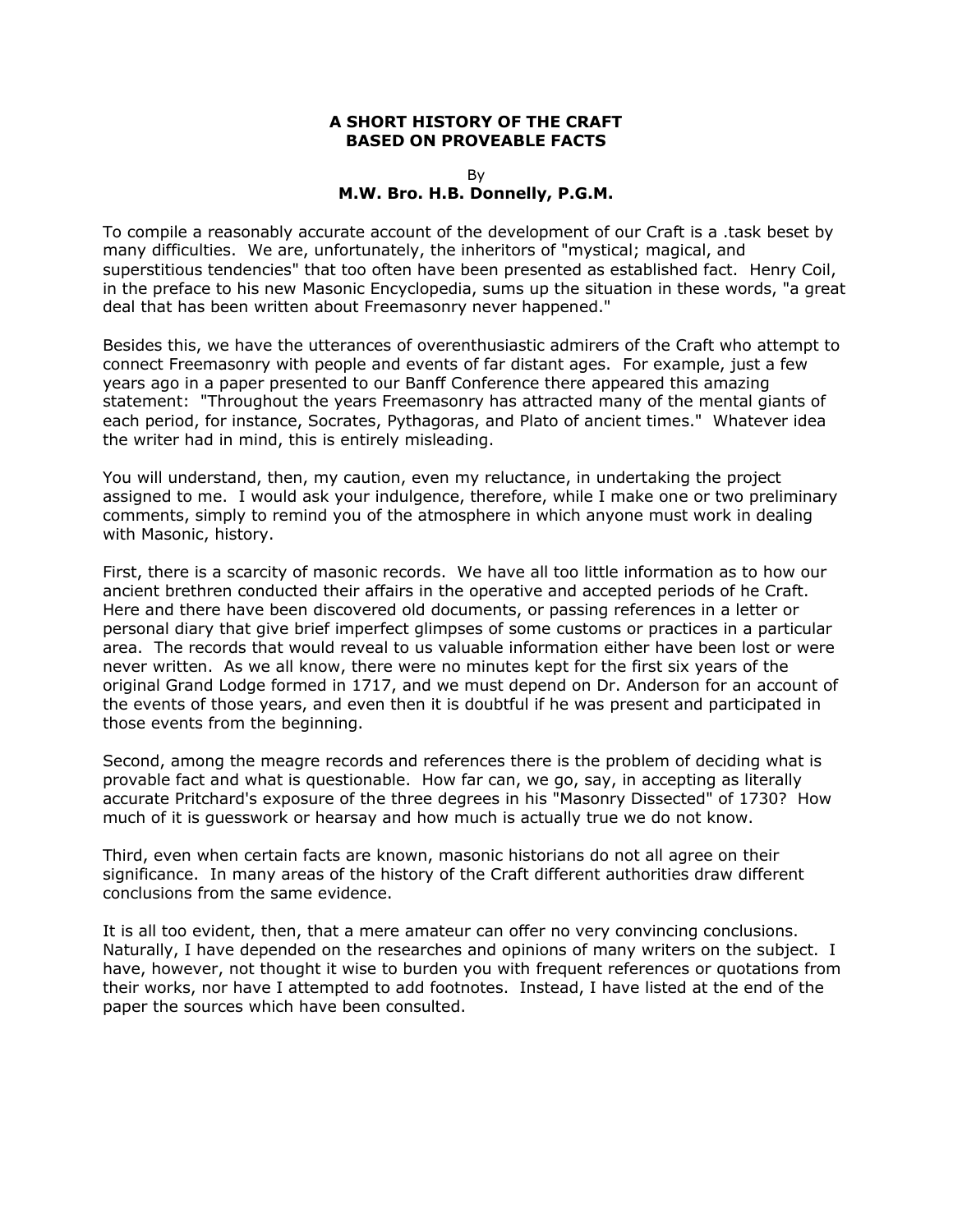**A SHORT HISTORY OF THE CRAFT**
**BASED ON PROVEABLE FACTS**

By
**M.W. Bro. H.B. Donnelly, P.G.M.**

To compile a reasonably accurate account of the development of our Craft is a .task beset by many difficulties. We are, unfortunately, the inheritors of "mystical; magical, and superstitious tendencies" that too often have been presented as established fact. Henry Coil, in the preface to his new Masonic Encyclopedia, sums up the situation in these words, "a great deal that has been written about Freemasonry never happened."

Besides this, we have the utterances of overenthusiastic admirers of the Craft who attempt to connect Freemasonry with people and events of far distant ages. For example, just a few years ago in a paper presented to our Banff Conference there appeared this amazing statement: "Throughout the years Freemasonry has attracted many of the mental giants of each period, for instance, Socrates, Pythagoras, and Plato of ancient times." Whatever idea the writer had in mind, this is entirely misleading.

You will understand, then, my caution, even my reluctance, in undertaking the project assigned to me. I would ask your indulgence, therefore, while I make one or two preliminary comments, simply to remind you of the atmosphere in which anyone must work in dealing with Masonic, history.

First, there is a scarcity of masonic records. We have all too little information as to how our ancient brethren conducted their affairs in the operative and accepted periods of he Craft. Here and there have been discovered old documents, or passing references in a letter or personal diary that give brief imperfect glimpses of some customs or practices in a particular area. The records that would reveal to us valuable information either have been lost or were never written. As we all know, there were no minutes kept for the first six years of the original Grand Lodge formed in 1717, and we must depend on Dr. Anderson for an account of the events of those years, and even then it is doubtful if he was present and participated in those events from the beginning.

Second, among the meagre records and references there is the problem of deciding what is provable fact and what is questionable. How far can, we go, say, in accepting as literally accurate Pritchard's exposure of the three degrees in his "Masonry Dissected" of 1730? How much of it is guesswork or hearsay and how much is actually true we do not know.

Third, even when certain facts are known, masonic historians do not all agree on their significance. In many areas of the history of the Craft different authorities draw different conclusions from the same evidence.

It is all too evident, then, that a mere amateur can offer no very convincing conclusions. Naturally, I have depended on the researches and opinions of many writers on the subject. I have, however, not thought it wise to burden you with frequent references or quotations from their works, nor have I attempted to add footnotes. Instead, I have listed at the end of the paper the sources which have been consulted.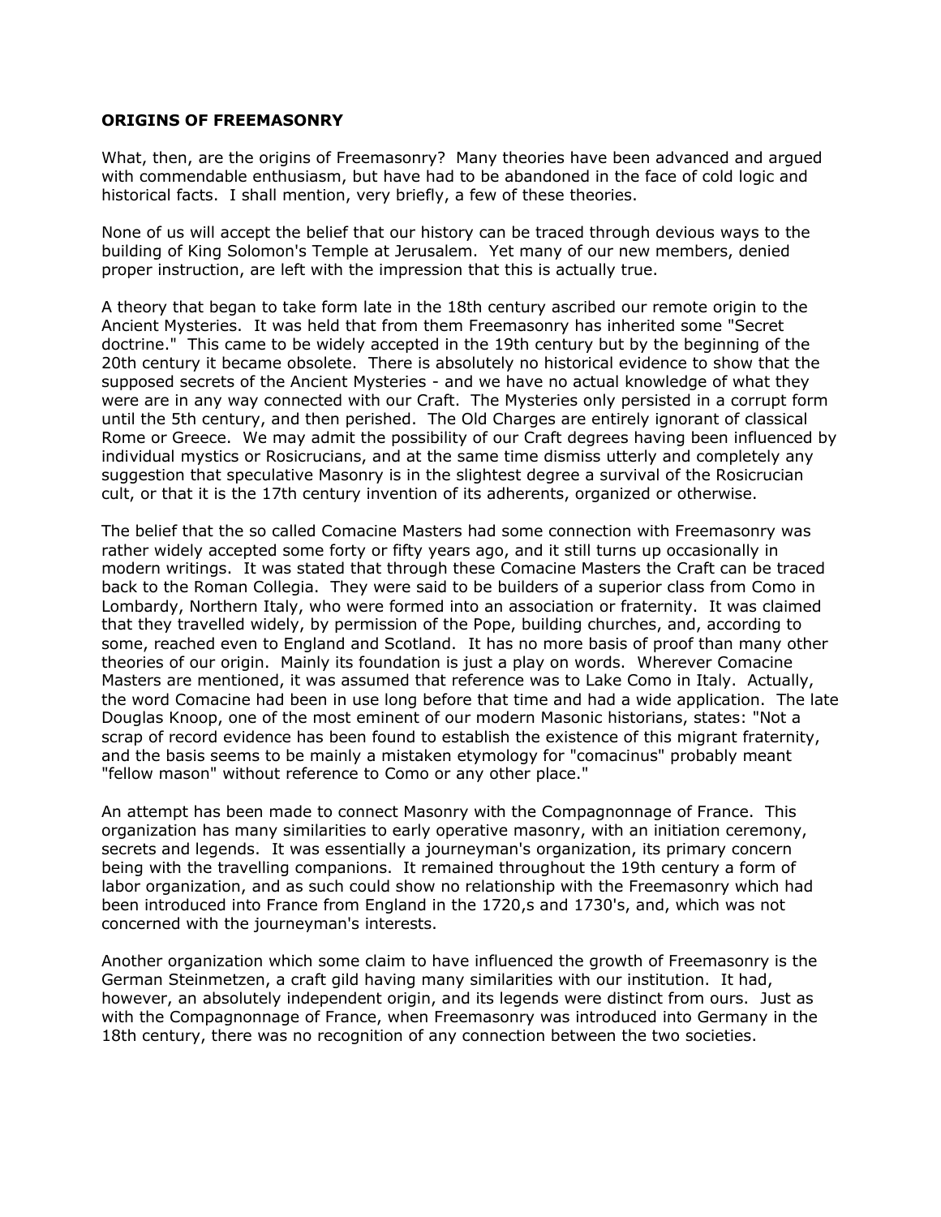**ORIGINS OF FREEMASONRY**

What, then, are the origins of Freemasonry? Many theories have been advanced and argued with commendable enthusiasm, but have had to be abandoned in the face of cold logic and historical facts. I shall mention, very briefly, a few of these theories.

None of us will accept the belief that our history can be traced through devious ways to the building of King Solomon's Temple at Jerusalem. Yet many of our new members, denied proper instruction, are left with the impression that this is actually true.

A theory that began to take form late in the 18th century ascribed our remote origin to the Ancient Mysteries. It was held that from them Freemasonry has inherited some "Secret doctrine." This came to be widely accepted in the 19th century but by the beginning of the 20th century it became obsolete. There is absolutely no historical evidence to show that the supposed secrets of the Ancient Mysteries - and we have no actual knowledge of what they were are in any way connected with our Craft. The Mysteries only persisted in a corrupt form until the 5th century, and then perished. The Old Charges are entirely ignorant of classical Rome or Greece. We may admit the possibility of our Craft degrees having been influenced by individual mystics or Rosicrucians, and at the same time dismiss utterly and completely any suggestion that speculative Masonry is in the slightest degree a survival of the Rosicrucian cult, or that it is the 17th century invention of its adherents, organized or otherwise.

The belief that the so called Comacine Masters had some connection with Freemasonry was rather widely accepted some forty or fifty years ago, and it still turns up occasionally in modern writings. It was stated that through these Comacine Masters the Craft can be traced back to the Roman Collegia. They were said to be builders of a superior class from Como in Lombardy, Northern Italy, who were formed into an association or fraternity. It was claimed that they travelled widely, by permission of the Pope, building churches, and, according to some, reached even to England and Scotland. It has no more basis of proof than many other theories of our origin. Mainly its foundation is just a play on words. Wherever Comacine Masters are mentioned, it was assumed that reference was to Lake Como in Italy. Actually, the word Comacine had been in use long before that time and had a wide application. The late Douglas Knoop, one of the most eminent of our modern Masonic historians, states: "Not a scrap of record evidence has been found to establish the existence of this migrant fraternity, and the basis seems to be mainly a mistaken etymology for "comacinus" probably meant "fellow mason" without reference to Como or any other place."

An attempt has been made to connect Masonry with the Compagnonnage of France. This organization has many similarities to early operative masonry, with an initiation ceremony, secrets and legends. It was essentially a journeyman's organization, its primary concern being with the travelling companions. It remained throughout the 19th century a form of labor organization, and as such could show no relationship with the Freemasonry which had been introduced into France from England in the 1720,s and 1730's, and, which was not concerned with the journeyman's interests.

Another organization which some claim to have influenced the growth of Freemasonry is the German Steinmetzen, a craft gild having many similarities with our institution. It had, however, an absolutely independent origin, and its legends were distinct from ours. Just as with the Compagnonnage of France, when Freemasonry was introduced into Germany in the 18th century, there was no recognition of any connection between the two societies.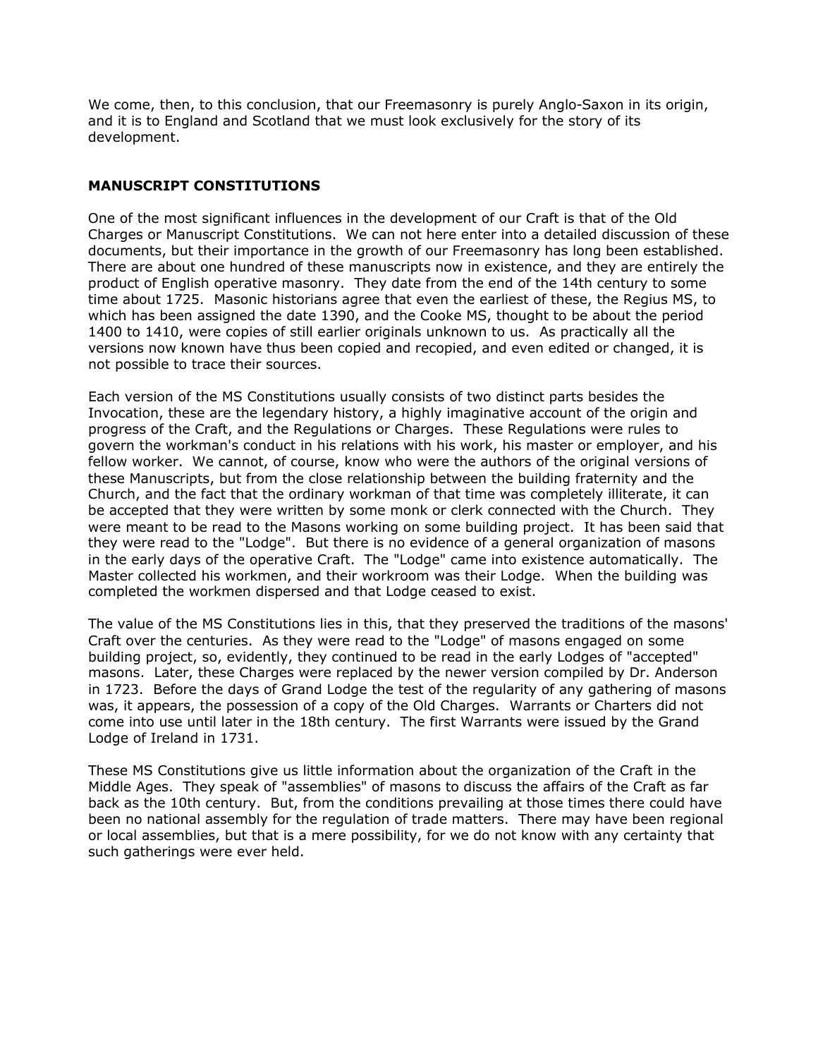We come, then, to this conclusion, that our Freemasonry is purely Anglo-Saxon in its origin, and it is to England and Scotland that we must look exclusively for the story of its development.

## MANUSCRIPT CONSTITUTIONS

One of the most significant influences in the development of our Craft is that of the Old Charges or Manuscript Constitutions. We can not here enter into a detailed discussion of these documents, but their importance in the growth of our Freemasonry has long been established. There are about one hundred of these manuscripts now in existence, and they are entirely the product of English operative masonry. They date from the end of the 14th century to some time about 1725. Masonic historians agree that even the earliest of these, the Regius MS, to which has been assigned the date 1390, and the Cooke MS, thought to be about the period 1400 to 1410, were copies of still earlier originals unknown to us. As practically all the versions now known have thus been copied and recopied, and even edited or changed, it is not possible to trace their sources.

Each version of the MS Constitutions usually consists of two distinct parts besides the Invocation, these are the legendary history, a highly imaginative account of the origin and progress of the Craft, and the Regulations or Charges. These Regulations were rules to govern the workman's conduct in his relations with his work, his master or employer, and his fellow worker. We cannot, of course, know who were the authors of the original versions of these Manuscripts, but from the close relationship between the building fraternity and the Church, and the fact that the ordinary workman of that time was completely illiterate, it can be accepted that they were written by some monk or clerk connected with the Church. They were meant to be read to the Masons working on some building project. It has been said that they were read to the "Lodge". But there is no evidence of a general organization of masons in the early days of the operative Craft. The "Lodge" came into existence automatically. The Master collected his workmen, and their workroom was their Lodge. When the building was completed the workmen dispersed and that Lodge ceased to exist.

The value of the MS Constitutions lies in this, that they preserved the traditions of the masons' Craft over the centuries. As they were read to the "Lodge" of masons engaged on some building project, so, evidently, they continued to be read in the early Lodges of "accepted" masons. Later, these Charges were replaced by the newer version compiled by Dr. Anderson in 1723. Before the days of Grand Lodge the test of the regularity of any gathering of masons was, it appears, the possession of a copy of the Old Charges. Warrants or Charters did not come into use until later in the 18th century. The first Warrants were issued by the Grand Lodge of Ireland in 1731.

These MS Constitutions give us little information about the organization of the Craft in the Middle Ages. They speak of "assemblies" of masons to discuss the affairs of the Craft as far back as the 10th century. But, from the conditions prevailing at those times there could have been no national assembly for the regulation of trade matters. There may have been regional or local assemblies, but that is a mere possibility, for we do not know with any certainty that such gatherings were ever held.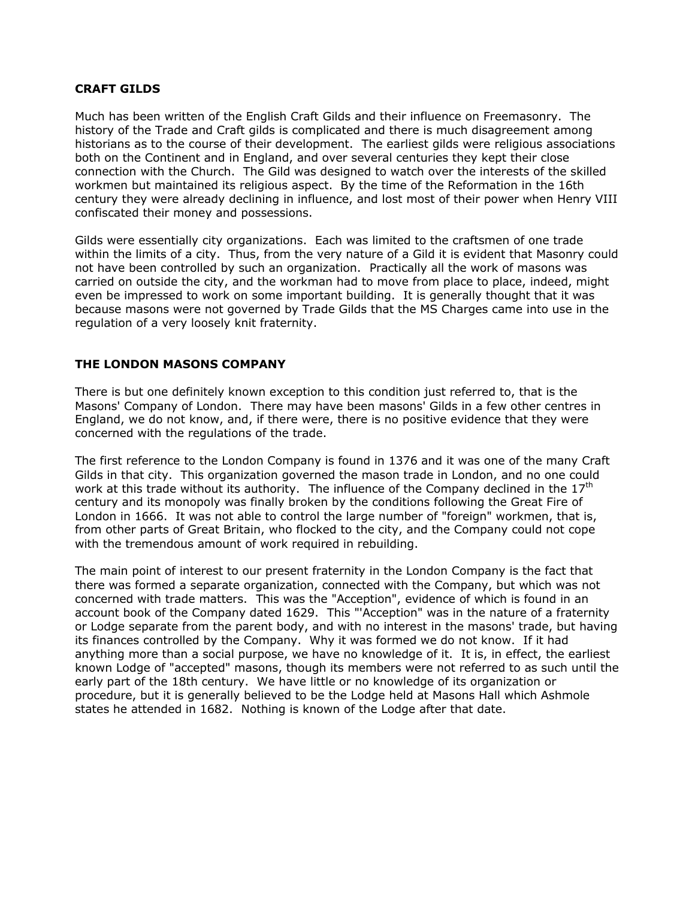## CRAFT GILDS

Much has been written of the English Craft Gilds and their influence on Freemasonry. The history of the Trade and Craft gilds is complicated and there is much disagreement among historians as to the course of their development. The earliest gilds were religious associations both on the Continent and in England, and over several centuries they kept their close connection with the Church. The Gild was designed to watch over the interests of the skilled workmen but maintained its religious aspect. By the time of the Reformation in the 16th century they were already declining in influence, and lost most of their power when Henry VIII confiscated their money and possessions.

Gilds were essentially city organizations. Each was limited to the craftsmen of one trade within the limits of a city. Thus, from the very nature of a Gild it is evident that Masonry could not have been controlled by such an organization. Practically all the work of masons was carried on outside the city, and the workman had to move from place to place, indeed, might even be impressed to work on some important building. It is generally thought that it was because masons were not governed by Trade Gilds that the MS Charges came into use in the regulation of a very loosely knit fraternity.

## THE LONDON MASONS COMPANY

There is but one definitely known exception to this condition just referred to, that is the Masons' Company of London. There may have been masons' Gilds in a few other centres in England, we do not know, and, if there were, there is no positive evidence that they were concerned with the regulations of the trade.

The first reference to the London Company is found in 1376 and it was one of the many Craft Gilds in that city. This organization governed the mason trade in London, and no one could work at this trade without its authority. The influence of the Company declined in the 17th century and its monopoly was finally broken by the conditions following the Great Fire of London in 1666. It was not able to control the large number of "foreign" workmen, that is, from other parts of Great Britain, who flocked to the city, and the Company could not cope with the tremendous amount of work required in rebuilding.

The main point of interest to our present fraternity in the London Company is the fact that there was formed a separate organization, connected with the Company, but which was not concerned with trade matters. This was the "Acception", evidence of which is found in an account book of the Company dated 1629. This "'Acception" was in the nature of a fraternity or Lodge separate from the parent body, and with no interest in the masons' trade, but having its finances controlled by the Company. Why it was formed we do not know. If it had anything more than a social purpose, we have no knowledge of it. It is, in effect, the earliest known Lodge of "accepted" masons, though its members were not referred to as such until the early part of the 18th century. We have little or no knowledge of its organization or procedure, but it is generally believed to be the Lodge held at Masons Hall which Ashmole states he attended in 1682. Nothing is known of the Lodge after that date.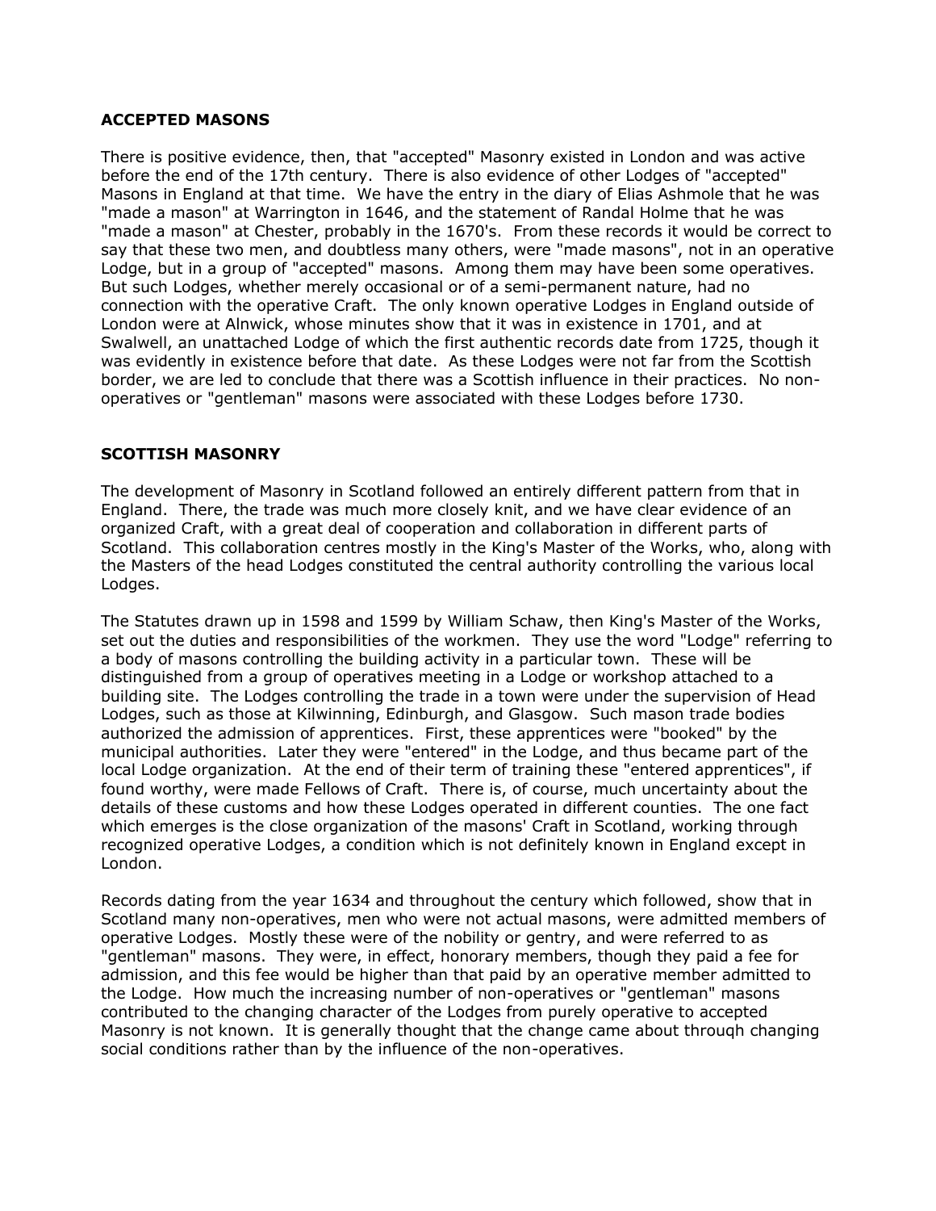## ACCEPTED MASONS

There is positive evidence, then, that "accepted" Masonry existed in London and was active before the end of the 17th century. There is also evidence of other Lodges of "accepted" Masons in England at that time. We have the entry in the diary of Elias Ashmole that he was "made a mason" at Warrington in 1646, and the statement of Randal Holme that he was "made a mason" at Chester, probably in the 1670's. From these records it would be correct to say that these two men, and doubtless many others, were "made masons", not in an operative Lodge, but in a group of "accepted" masons. Among them may have been some operatives. But such Lodges, whether merely occasional or of a semi-permanent nature, had no connection with the operative Craft. The only known operative Lodges in England outside of London were at Alnwick, whose minutes show that it was in existence in 1701, and at Swalwell, an unattached Lodge of which the first authentic records date from 1725, though it was evidently in existence before that date. As these Lodges were not far from the Scottish border, we are led to conclude that there was a Scottish influence in their practices. No non-operatives or "gentleman" masons were associated with these Lodges before 1730.

## SCOTTISH MASONRY

The development of Masonry in Scotland followed an entirely different pattern from that in England. There, the trade was much more closely knit, and we have clear evidence of an organized Craft, with a great deal of cooperation and collaboration in different parts of Scotland. This collaboration centres mostly in the King's Master of the Works, who, along with the Masters of the head Lodges constituted the central authority controlling the various local Lodges.

The Statutes drawn up in 1598 and 1599 by William Schaw, then King's Master of the Works, set out the duties and responsibilities of the workmen. They use the word "Lodge" referring to a body of masons controlling the building activity in a particular town. These will be distinguished from a group of operatives meeting in a Lodge or workshop attached to a building site. The Lodges controlling the trade in a town were under the supervision of Head Lodges, such as those at Kilwinning, Edinburgh, and Glasgow. Such mason trade bodies authorized the admission of apprentices. First, these apprentices were "booked" by the municipal authorities. Later they were "entered" in the Lodge, and thus became part of the local Lodge organization. At the end of their term of training these "entered apprentices", if found worthy, were made Fellows of Craft. There is, of course, much uncertainty about the details of these customs and how these Lodges operated in different counties. The one fact which emerges is the close organization of the masons' Craft in Scotland, working through recognized operative Lodges, a condition which is not definitely known in England except in London.

Records dating from the year 1634 and throughout the century which followed, show that in Scotland many non-operatives, men who were not actual masons, were admitted members of operative Lodges. Mostly these were of the nobility or gentry, and were referred to as "gentleman" masons. They were, in effect, honorary members, though they paid a fee for admission, and this fee would be higher than that paid by an operative member admitted to the Lodge. How much the increasing number of non-operatives or "gentleman" masons contributed to the changing character of the Lodges from purely operative to accepted Masonry is not known. It is generally thought that the change came about throuqh changing social conditions rather than by the influence of the non-operatives.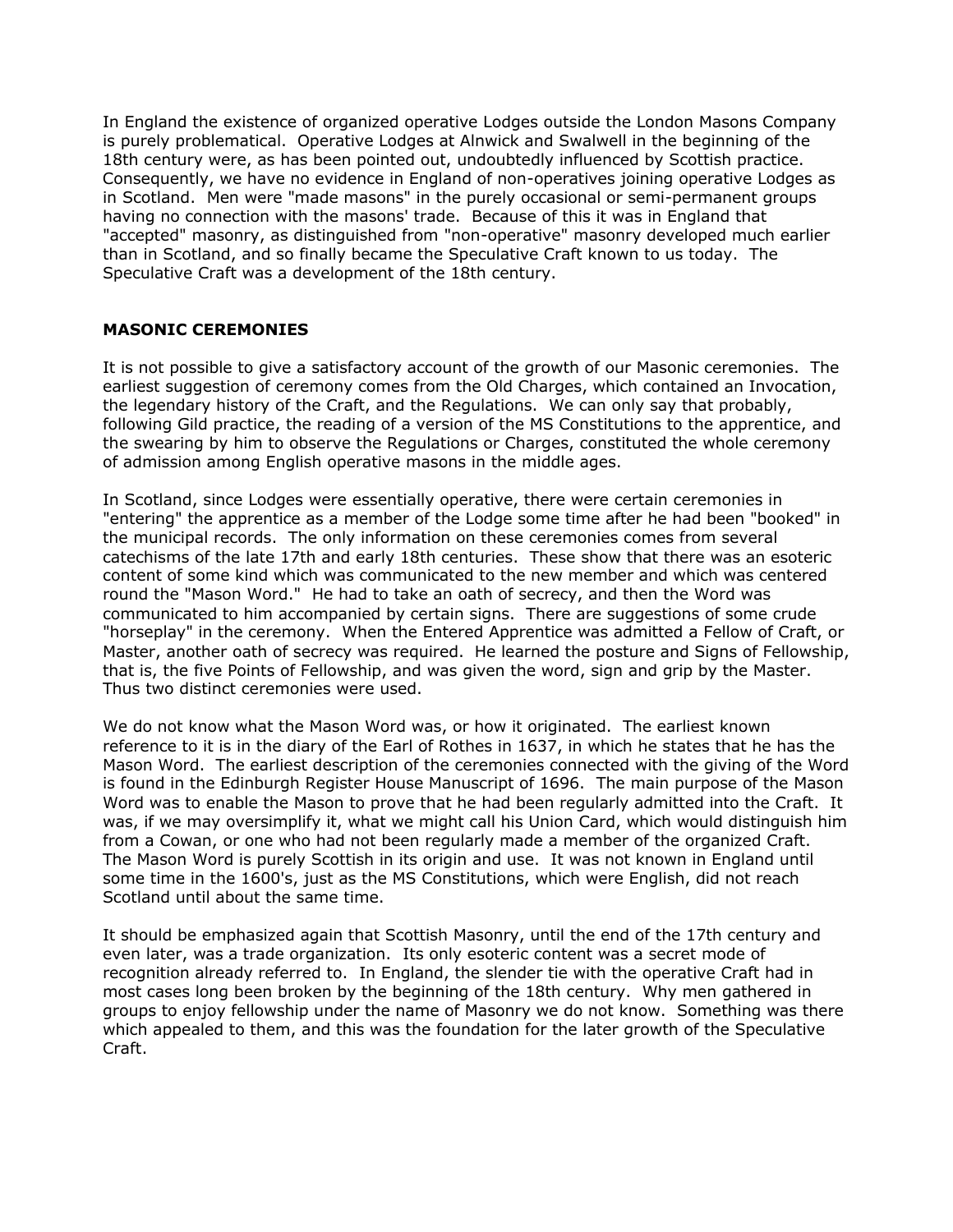In England the existence of organized operative Lodges outside the London Masons Company is purely problematical. Operative Lodges at Alnwick and Swalwell in the beginning of the 18th century were, as has been pointed out, undoubtedly influenced by Scottish practice. Consequently, we have no evidence in England of non-operatives joining operative Lodges as in Scotland. Men were "made masons" in the purely occasional or semi-permanent groups having no connection with the masons' trade. Because of this it was in England that "accepted" masonry, as distinguished from "non-operative" masonry developed much earlier than in Scotland, and so finally became the Speculative Craft known to us today. The Speculative Craft was a development of the 18th century.

## MASONIC CEREMONIES

It is not possible to give a satisfactory account of the growth of our Masonic ceremonies. The earliest suggestion of ceremony comes from the Old Charges, which contained an Invocation, the legendary history of the Craft, and the Regulations. We can only say that probably, following Gild practice, the reading of a version of the MS Constitutions to the apprentice, and the swearing by him to observe the Regulations or Charges, constituted the whole ceremony of admission among English operative masons in the middle ages.

In Scotland, since Lodges were essentially operative, there were certain ceremonies in "entering" the apprentice as a member of the Lodge some time after he had been "booked" in the municipal records. The only information on these ceremonies comes from several catechisms of the late 17th and early 18th centuries. These show that there was an esoteric content of some kind which was communicated to the new member and which was centered round the "Mason Word." He had to take an oath of secrecy, and then the Word was communicated to him accompanied by certain signs. There are suggestions of some crude "horseplay" in the ceremony. When the Entered Apprentice was admitted a Fellow of Craft, or Master, another oath of secrecy was required. He learned the posture and Signs of Fellowship, that is, the five Points of Fellowship, and was given the word, sign and grip by the Master. Thus two distinct ceremonies were used.

We do not know what the Mason Word was, or how it originated. The earliest known reference to it is in the diary of the Earl of Rothes in 1637, in which he states that he has the Mason Word. The earliest description of the ceremonies connected with the giving of the Word is found in the Edinburgh Register House Manuscript of 1696. The main purpose of the Mason Word was to enable the Mason to prove that he had been regularly admitted into the Craft. It was, if we may oversimplify it, what we might call his Union Card, which would distinguish him from a Cowan, or one who had not been regularly made a member of the organized Craft. The Mason Word is purely Scottish in its origin and use. It was not known in England until some time in the 1600's, just as the MS Constitutions, which were English, did not reach Scotland until about the same time.

It should be emphasized again that Scottish Masonry, until the end of the 17th century and even later, was a trade organization. Its only esoteric content was a secret mode of recognition already referred to. In England, the slender tie with the operative Craft had in most cases long been broken by the beginning of the 18th century. Why men gathered in groups to enjoy fellowship under the name of Masonry we do not know. Something was there which appealed to them, and this was the foundation for the later growth of the Speculative Craft.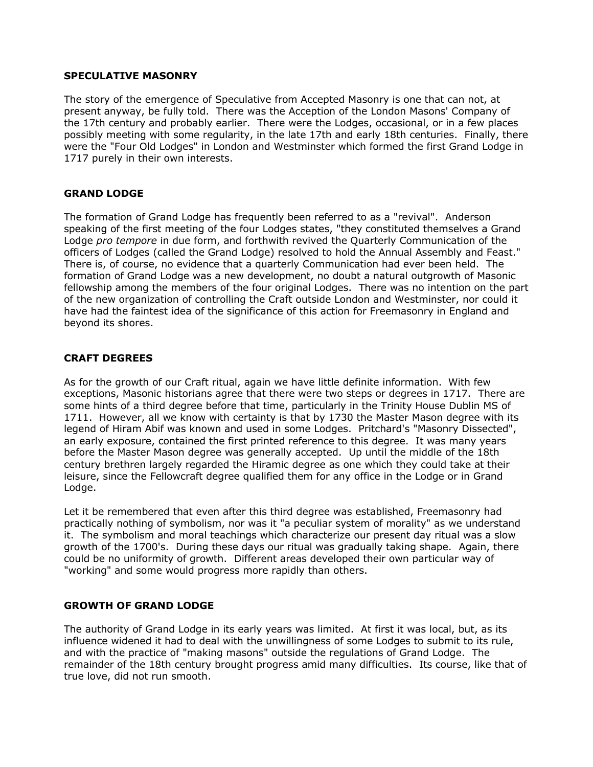## SPECULATIVE MASONRY

The story of the emergence of Speculative from Accepted Masonry is one that can not, at present anyway, be fully told. There was the Acception of the London Masons' Company of the 17th century and probably earlier. There were the Lodges, occasional, or in a few places possibly meeting with some regularity, in the late 17th and early 18th centuries. Finally, there were the "Four Old Lodges" in London and Westminster which formed the first Grand Lodge in 1717 purely in their own interests.

## GRAND LODGE

The formation of Grand Lodge has frequently been referred to as a "revival". Anderson speaking of the first meeting of the four Lodges states, "they constituted themselves a Grand Lodge *pro tempore* in due form, and forthwith revived the Quarterly Communication of the officers of Lodges (called the Grand Lodge) resolved to hold the Annual Assembly and Feast." There is, of course, no evidence that a quarterly Communication had ever been held. The formation of Grand Lodge was a new development, no doubt a natural outgrowth of Masonic fellowship among the members of the four original Lodges. There was no intention on the part of the new organization of controlling the Craft outside London and Westminster, nor could it have had the faintest idea of the significance of this action for Freemasonry in England and beyond its shores.

## CRAFT DEGREES

As for the growth of our Craft ritual, again we have little definite information. With few exceptions, Masonic historians agree that there were two steps or degrees in 1717. There are some hints of a third degree before that time, particularly in the Trinity House Dublin MS of 1711. However, all we know with certainty is that by 1730 the Master Mason degree with its legend of Hiram Abif was known and used in some Lodges. Pritchard's "Masonry Dissected", an early exposure, contained the first printed reference to this degree. It was many years before the Master Mason degree was generally accepted. Up until the middle of the 18th century brethren largely regarded the Hiramic degree as one which they could take at their leisure, since the Fellowcraft degree qualified them for any office in the Lodge or in Grand Lodge.

Let it be remembered that even after this third degree was established, Freemasonry had practically nothing of symbolism, nor was it "a peculiar system of morality" as we understand it. The symbolism and moral teachings which characterize our present day ritual was a slow growth of the 1700's. During these days our ritual was gradually taking shape. Again, there could be no uniformity of growth. Different areas developed their own particular way of "working" and some would progress more rapidly than others.

## GROWTH OF GRAND LODGE

The authority of Grand Lodge in its early years was limited. At first it was local, but, as its influence widened it had to deal with the unwillingness of some Lodges to submit to its rule, and with the practice of "making masons" outside the regulations of Grand Lodge. The remainder of the 18th century brought progress amid many difficulties. Its course, like that of true love, did not run smooth.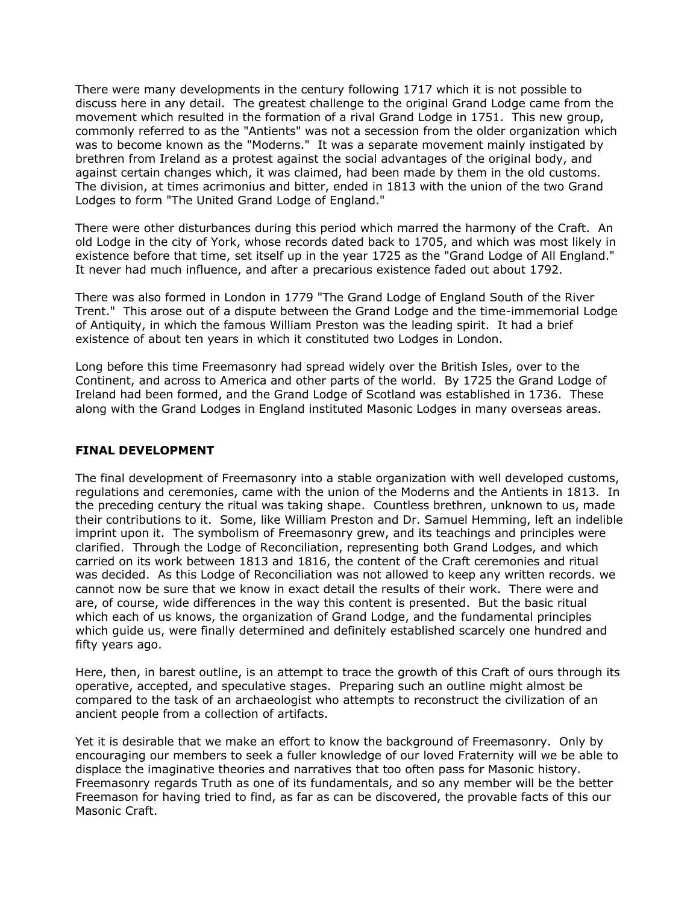There were many developments in the century following 1717 which it is not possible to discuss here in any detail. The greatest challenge to the original Grand Lodge came from the movement which resulted in the formation of a rival Grand Lodge in 1751. This new group, commonly referred to as the "Antients" was not a secession from the older organization which was to become known as the "Moderns." It was a separate movement mainly instigated by brethren from Ireland as a protest against the social advantages of the original body, and against certain changes which, it was claimed, had been made by them in the old customs. The division, at times acrimonius and bitter, ended in 1813 with the union of the two Grand Lodges to form "The United Grand Lodge of England."

There were other disturbances during this period which marred the harmony of the Craft. An old Lodge in the city of York, whose records dated back to 1705, and which was most likely in existence before that time, set itself up in the year 1725 as the "Grand Lodge of All England." It never had much influence, and after a precarious existence faded out about 1792.

There was also formed in London in 1779 "The Grand Lodge of England South of the River Trent." This arose out of a dispute between the Grand Lodge and the time-immemorial Lodge of Antiquity, in which the famous William Preston was the leading spirit. It had a brief existence of about ten years in which it constituted two Lodges in London.

Long before this time Freemasonry had spread widely over the British Isles, over to the Continent, and across to America and other parts of the world. By 1725 the Grand Lodge of Ireland had been formed, and the Grand Lodge of Scotland was established in 1736. These along with the Grand Lodges in England instituted Masonic Lodges in many overseas areas.

**FINAL DEVELOPMENT**

The final development of Freemasonry into a stable organization with well developed customs, regulations and ceremonies, came with the union of the Moderns and the Antients in 1813. In the preceding century the ritual was taking shape. Countless brethren, unknown to us, made their contributions to it. Some, like William Preston and Dr. Samuel Hemming, left an indelible imprint upon it. The symbolism of Freemasonry grew, and its teachings and principles were clarified. Through the Lodge of Reconciliation, representing both Grand Lodges, and which carried on its work between 1813 and 1816, the content of the Craft ceremonies and ritual was decided. As this Lodge of Reconciliation was not allowed to keep any written records. we cannot now be sure that we know in exact detail the results of their work. There were and are, of course, wide differences in the way this content is presented. But the basic ritual which each of us knows, the organization of Grand Lodge, and the fundamental principles which guide us, were finally determined and definitely established scarcely one hundred and fifty years ago.

Here, then, in barest outline, is an attempt to trace the growth of this Craft of ours through its operative, accepted, and speculative stages. Preparing such an outline might almost be compared to the task of an archaeologist who attempts to reconstruct the civilization of an ancient people from a collection of artifacts.

Yet it is desirable that we make an effort to know the background of Freemasonry. Only by encouraging our members to seek a fuller knowledge of our loved Fraternity will we be able to displace the imaginative theories and narratives that too often pass for Masonic history. Freemasonry regards Truth as one of its fundamentals, and so any member will be the better Freemason for having tried to find, as far as can be discovered, the provable facts of this our Masonic Craft.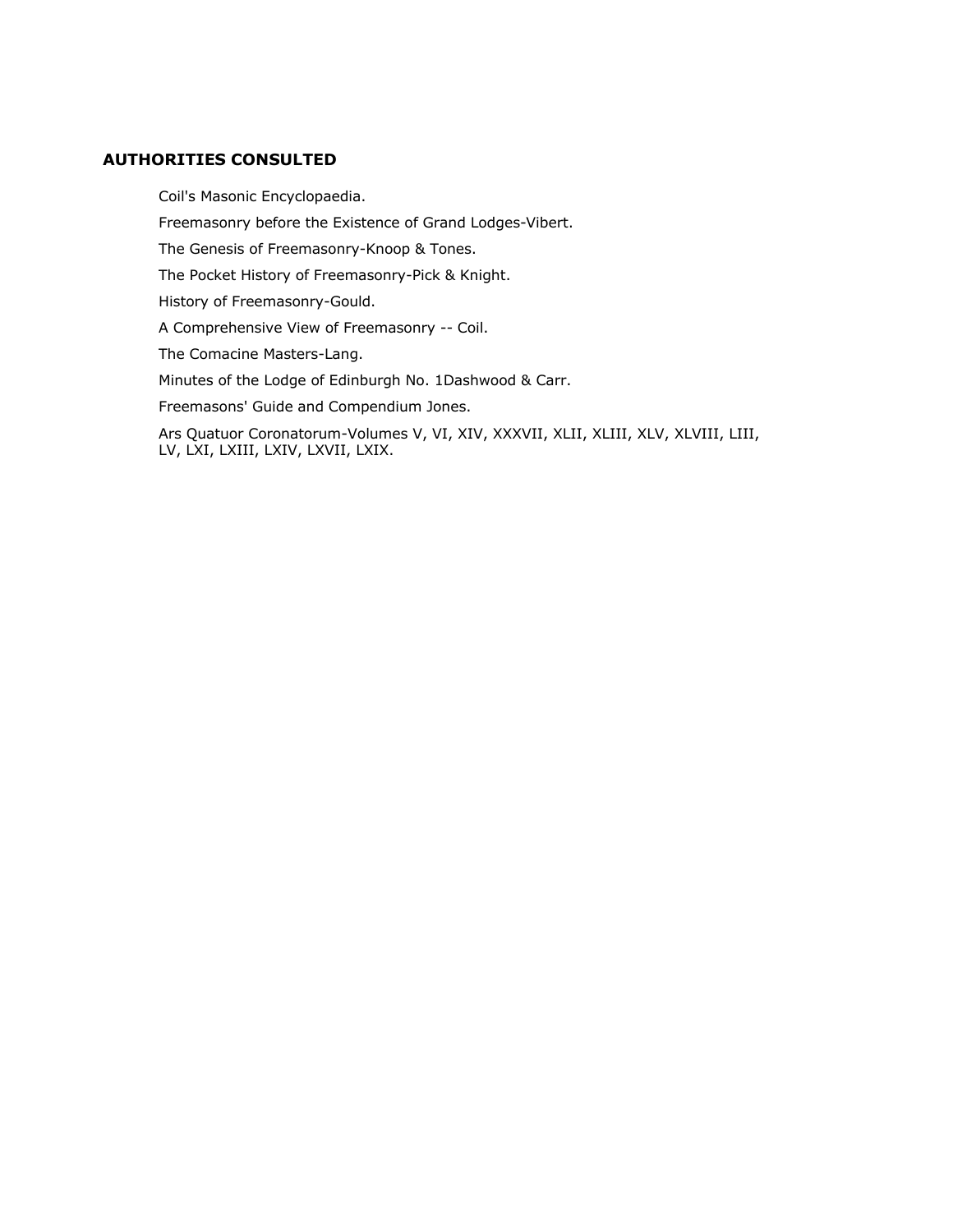## AUTHORITIES CONSULTED

Coil's Masonic Encyclopaedia.

Freemasonry before the Existence of Grand Lodges-Vibert.

The Genesis of Freemasonry-Knoop & Tones.

The Pocket History of Freemasonry-Pick & Knight.

History of Freemasonry-Gould.

A Comprehensive View of Freemasonry -- Coil.

The Comacine Masters-Lang.

Minutes of the Lodge of Edinburgh No. 1Dashwood & Carr.

Freemasons' Guide and Compendium Jones.

Ars Quatuor Coronatorum-Volumes V, VI, XIV, XXXVII, XLII, XLIII, XLV, XLVIII, LIII, LV, LXI, LXIII, LXIV, LXVII, LXIX.